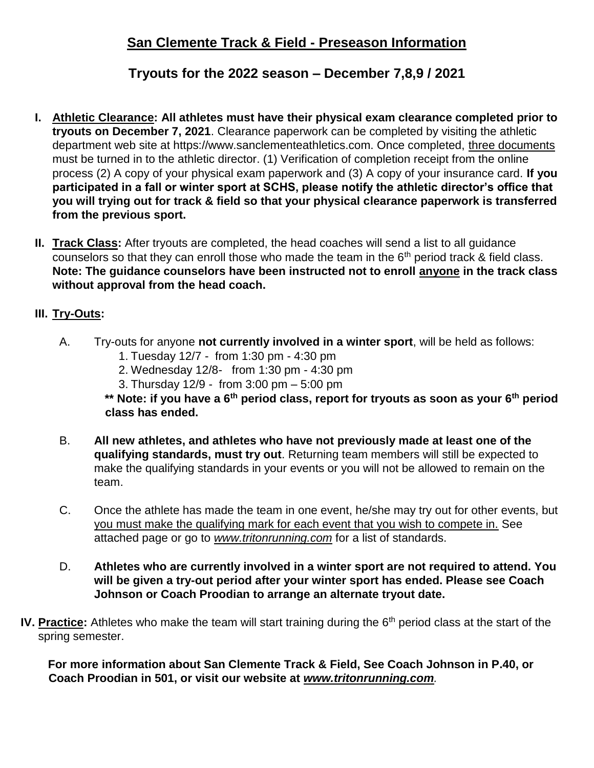# San Clemente Track & Field - Preseason Information

## Tryouts for the 2022 season – December 7,8,9 / 2021

**I. Athletic Clearance: All athletes must have their physical exam clearance completed prior to tryouts on December 7, 2021**. Clearance paperwork can be completed by visiting the athletic department web site at https://www.sanclementeathletics.com. Once completed, three documents must be turned in to the athletic director. (1) Verification of completion receipt from the online process (2) A copy of your physical exam paperwork and (3) A copy of your insurance card. **If you participated in a fall or winter sport at SCHS, please notify the athletic director's office that you will trying out for track & field so that your physical clearance paperwork is transferred from the previous sport.**

**II. Track Class:** After tryouts are completed, the head coaches will send a list to all guidance counselors so that they can enroll those who made the team in the 6th period track & field class. **Note: The guidance counselors have been instructed not to enroll anyone in the track class without approval from the head coach.**

**III. Try-Outs:**

A. Try-outs for anyone **not currently involved in a winter sport**, will be held as follows:
   1. Tuesday 12/7 - from 1:30 pm - 4:30 pm
   2. Wednesday 12/8- from 1:30 pm - 4:30 pm
   3. Thursday 12/9 - from 3:00 pm – 5:00 pm

   **\*\* Note: if you have a 6th period class, report for tryouts as soon as your 6th period class has ended.**

B. **All new athletes, and athletes who have not previously made at least one of the qualifying standards, must try out**. Returning team members will still be expected to make the qualifying standards in your events or you will not be allowed to remain on the team.

C. Once the athlete has made the team in one event, he/she may try out for other events, but you must make the qualifying mark for each event that you wish to compete in. See attached page or go to *www.tritonrunning.com* for a list of standards.

D. **Athletes who are currently involved in a winter sport are not required to attend. You will be given a try-out period after your winter sport has ended. Please see Coach Johnson or Coach Proodian to arrange an alternate tryout date.**

**IV. Practice:** Athletes who make the team will start training during the 6th period class at the start of the spring semester.

**For more information about San Clemente Track & Field, See Coach Johnson in P.40, or Coach Proodian in 501, or visit our website at *www.tritonrunning.com*.**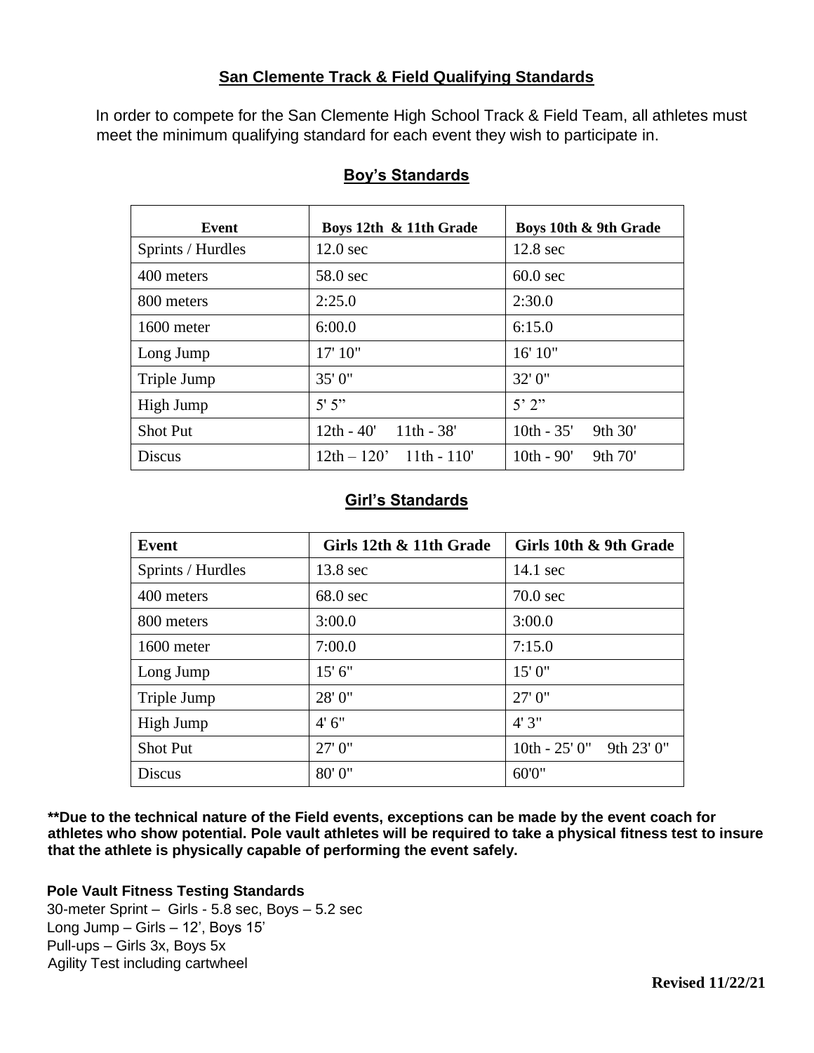## San Clemente Track & Field Qualifying Standards

In order to compete for the San Clemente High School Track & Field Team, all athletes must meet the minimum qualifying standard for each event they wish to participate in.

### Boy's Standards

| Event | Boys 12th & 11th Grade | Boys 10th & 9th Grade |
|---|---|---|
| Sprints / Hurdles | 12.0 sec | 12.8 sec |
| 400 meters | 58.0 sec | 60.0 sec |
| 800 meters | 2:25.0 | 2:30.0 |
| 1600 meter | 6:00.0 | 6:15.0 |
| Long Jump | 17' 10" | 16' 10" |
| Triple Jump | 35' 0" | 32' 0" |
| High Jump | 5' 5" | 5' 2" |
| Shot Put | 12th - 40' 11th - 38' | 10th - 35' 9th 30' |
| Discus | 12th – 120' 11th - 110' | 10th - 90' 9th 70' |

### Girl's Standards

| Event | Girls 12th & 11th Grade | Girls 10th & 9th Grade |
|---|---|---|
| Sprints / Hurdles | 13.8 sec | 14.1 sec |
| 400 meters | 68.0 sec | 70.0 sec |
| 800 meters | 3:00.0 | 3:00.0 |
| 1600 meter | 7:00.0 | 7:15.0 |
| Long Jump | 15' 6" | 15' 0" |
| Triple Jump | 28' 0" | 27' 0" |
| High Jump | 4' 6" | 4' 3" |
| Shot Put | 27' 0" | 10th - 25' 0" 9th 23' 0" |
| Discus | 80' 0" | 60'0" |

**\*\*Due to the technical nature of the Field events, exceptions can be made by the event coach for athletes who show potential. Pole vault athletes will be required to take a physical fitness test to insure that the athlete is physically capable of performing the event safely.**

**Pole Vault Fitness Testing Standards**

30-meter Sprint – Girls - 5.8 sec, Boys – 5.2 sec
Long Jump – Girls – 12', Boys 15'
Pull-ups – Girls 3x, Boys 5x
Agility Test including cartwheel

**Revised 11/22/21**